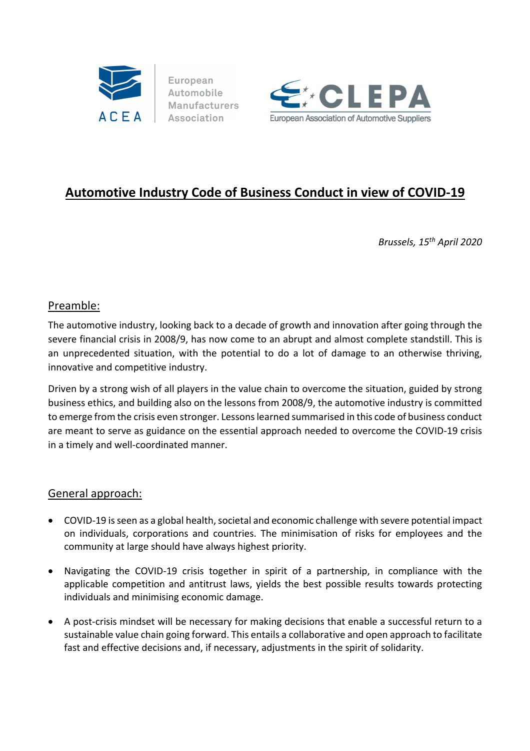ACEA European Automobile Manufacturers Association

CLEPA European Association of Automotive Suppliers

# Automotive Industry Code of Business Conduct in view of COVID-19

*Brussels, 15th April 2020*

## Preamble:

The automotive industry, looking back to a decade of growth and innovation after going through the severe financial crisis in 2008/9, has now come to an abrupt and almost complete standstill. This is an unprecedented situation, with the potential to do a lot of damage to an otherwise thriving, innovative and competitive industry.

Driven by a strong wish of all players in the value chain to overcome the situation, guided by strong business ethics, and building also on the lessons from 2008/9, the automotive industry is committed to emerge from the crisis even stronger. Lessons learned summarised in this code of business conduct are meant to serve as guidance on the essential approach needed to overcome the COVID-19 crisis in a timely and well-coordinated manner.

## General approach:

- COVID-19 is seen as a global health, societal and economic challenge with severe potential impact on individuals, corporations and countries. The minimisation of risks for employees and the community at large should have always highest priority.
- Navigating the COVID-19 crisis together in spirit of a partnership, in compliance with the applicable competition and antitrust laws, yields the best possible results towards protecting individuals and minimising economic damage.
- A post-crisis mindset will be necessary for making decisions that enable a successful return to a sustainable value chain going forward. This entails a collaborative and open approach to facilitate fast and effective decisions and, if necessary, adjustments in the spirit of solidarity.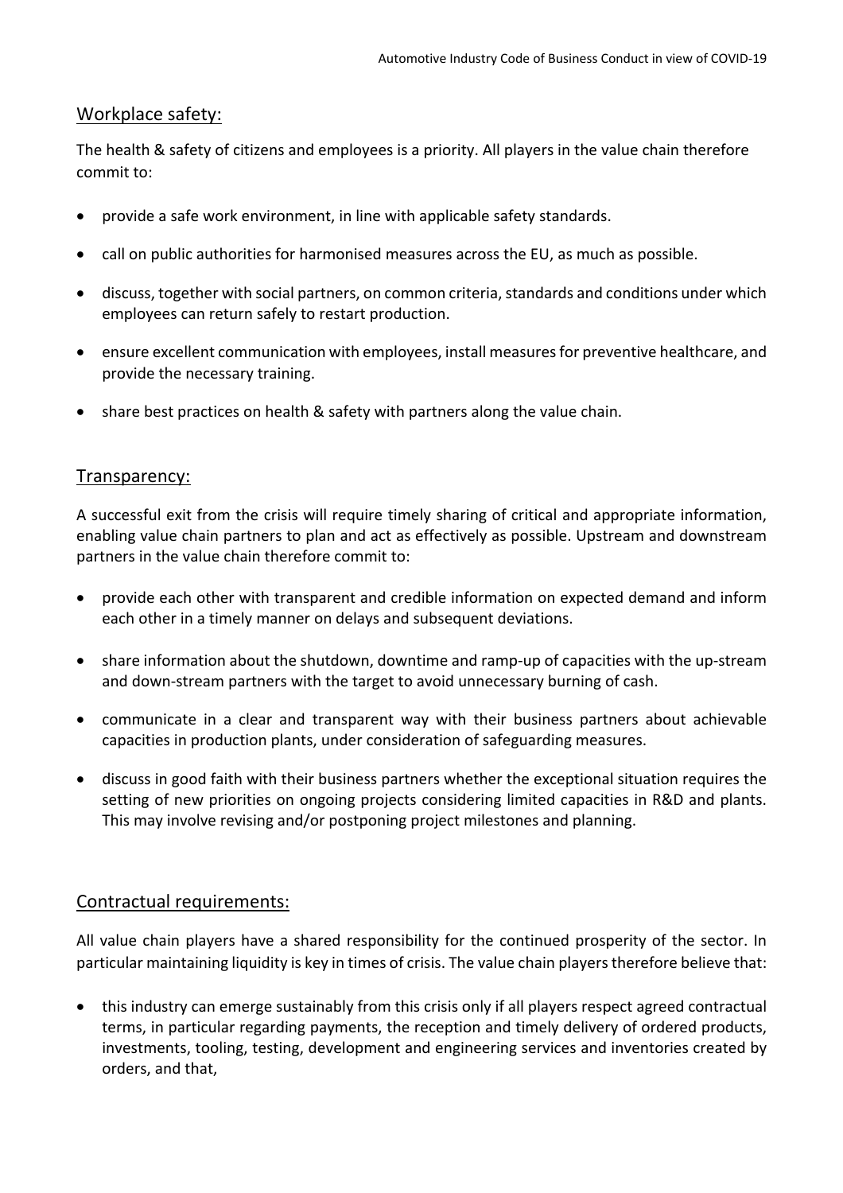## Workplace safety:

The health & safety of citizens and employees is a priority. All players in the value chain therefore commit to:

- provide a safe work environment, in line with applicable safety standards.
- call on public authorities for harmonised measures across the EU, as much as possible.
- discuss, together with social partners, on common criteria, standards and conditions under which employees can return safely to restart production.
- ensure excellent communication with employees, install measures for preventive healthcare, and provide the necessary training.
- share best practices on health & safety with partners along the value chain.

## Transparency:

A successful exit from the crisis will require timely sharing of critical and appropriate information, enabling value chain partners to plan and act as effectively as possible. Upstream and downstream partners in the value chain therefore commit to:

- provide each other with transparent and credible information on expected demand and inform each other in a timely manner on delays and subsequent deviations.
- share information about the shutdown, downtime and ramp-up of capacities with the up-stream and down-stream partners with the target to avoid unnecessary burning of cash.
- communicate in a clear and transparent way with their business partners about achievable capacities in production plants, under consideration of safeguarding measures.
- discuss in good faith with their business partners whether the exceptional situation requires the setting of new priorities on ongoing projects considering limited capacities in R&D and plants. This may involve revising and/or postponing project milestones and planning.

## Contractual requirements:

All value chain players have a shared responsibility for the continued prosperity of the sector. In particular maintaining liquidity is key in times of crisis. The value chain players therefore believe that:

- this industry can emerge sustainably from this crisis only if all players respect agreed contractual terms, in particular regarding payments, the reception and timely delivery of ordered products, investments, tooling, testing, development and engineering services and inventories created by orders, and that,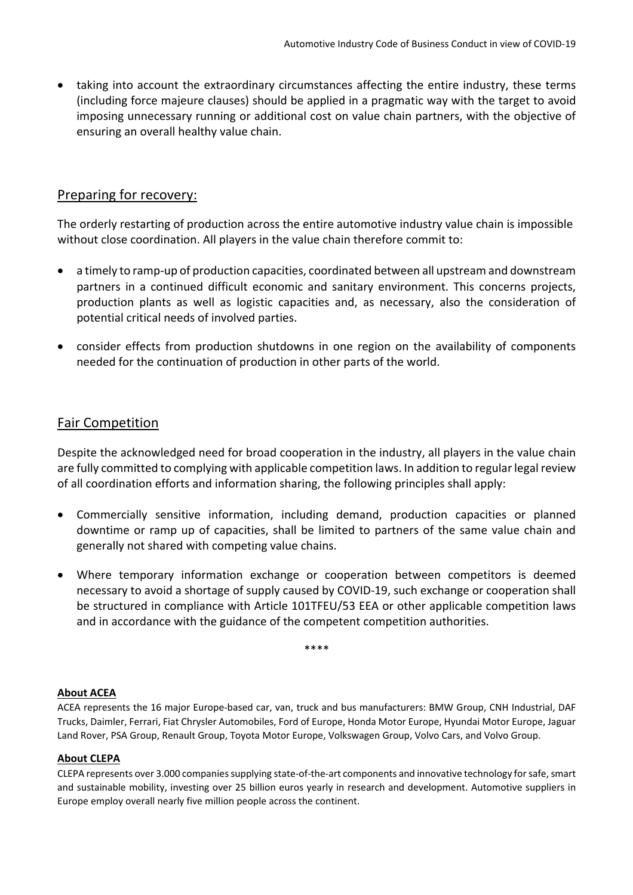- taking into account the extraordinary circumstances affecting the entire industry, these terms (including force majeure clauses) should be applied in a pragmatic way with the target to avoid imposing unnecessary running or additional cost on value chain partners, with the objective of ensuring an overall healthy value chain.

## Preparing for recovery:

The orderly restarting of production across the entire automotive industry value chain is impossible without close coordination. All players in the value chain therefore commit to:

- a timely to ramp-up of production capacities, coordinated between all upstream and downstream partners in a continued difficult economic and sanitary environment. This concerns projects, production plants as well as logistic capacities and, as necessary, also the consideration of potential critical needs of involved parties.
- consider effects from production shutdowns in one region on the availability of components needed for the continuation of production in other parts of the world.

## Fair Competition

Despite the acknowledged need for broad cooperation in the industry, all players in the value chain are fully committed to complying with applicable competition laws. In addition to regular legal review of all coordination efforts and information sharing, the following principles shall apply:

- Commercially sensitive information, including demand, production capacities or planned downtime or ramp up of capacities, shall be limited to partners of the same value chain and generally not shared with competing value chains.
- Where temporary information exchange or cooperation between competitors is deemed necessary to avoid a shortage of supply caused by COVID-19, such exchange or cooperation shall be structured in compliance with Article 101TFEU/53 EEA or other applicable competition laws and in accordance with the guidance of the competent competition authorities.

****

**About ACEA**

ACEA represents the 16 major Europe-based car, van, truck and bus manufacturers: BMW Group, CNH Industrial, DAF Trucks, Daimler, Ferrari, Fiat Chrysler Automobiles, Ford of Europe, Honda Motor Europe, Hyundai Motor Europe, Jaguar Land Rover, PSA Group, Renault Group, Toyota Motor Europe, Volkswagen Group, Volvo Cars, and Volvo Group.

**About CLEPA**

CLEPA represents over 3.000 companies supplying state-of-the-art components and innovative technology for safe, smart and sustainable mobility, investing over 25 billion euros yearly in research and development. Automotive suppliers in Europe employ overall nearly five million people across the continent.